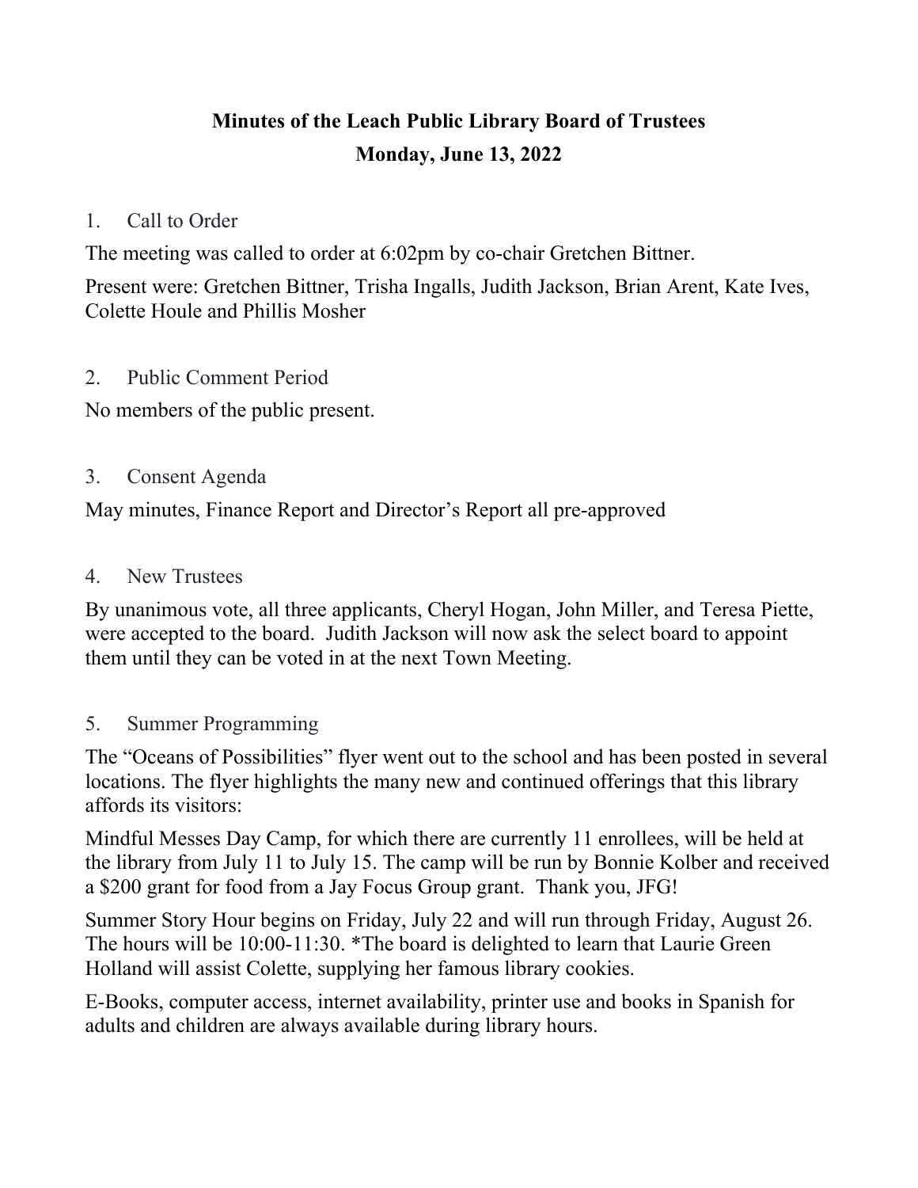# Minutes of the Leach Public Library Board of Trustees

## Monday, June 13, 2022

1. Call to Order

The meeting was called to order at 6:02pm by co-chair Gretchen Bittner.

Present were: Gretchen Bittner, Trisha Ingalls, Judith Jackson, Brian Arent, Kate Ives, Colette Houle and Phillis Mosher

2. Public Comment Period

No members of the public present.

3. Consent Agenda

May minutes, Finance Report and Director's Report all pre-approved

4. New Trustees

By unanimous vote, all three applicants, Cheryl Hogan, John Miller, and Teresa Piette, were accepted to the board. Judith Jackson will now ask the select board to appoint them until they can be voted in at the next Town Meeting.

5. Summer Programming

The "Oceans of Possibilities" flyer went out to the school and has been posted in several locations. The flyer highlights the many new and continued offerings that this library affords its visitors:

Mindful Messes Day Camp, for which there are currently 11 enrollees, will be held at the library from July 11 to July 15. The camp will be run by Bonnie Kolber and received a $200 grant for food from a Jay Focus Group grant. Thank you, JFG!

Summer Story Hour begins on Friday, July 22 and will run through Friday, August 26. The hours will be 10:00-11:30. *The board is delighted to learn that Laurie Green Holland will assist Colette, supplying her famous library cookies.

E-Books, computer access, internet availability, printer use and books in Spanish for adults and children are always available during library hours.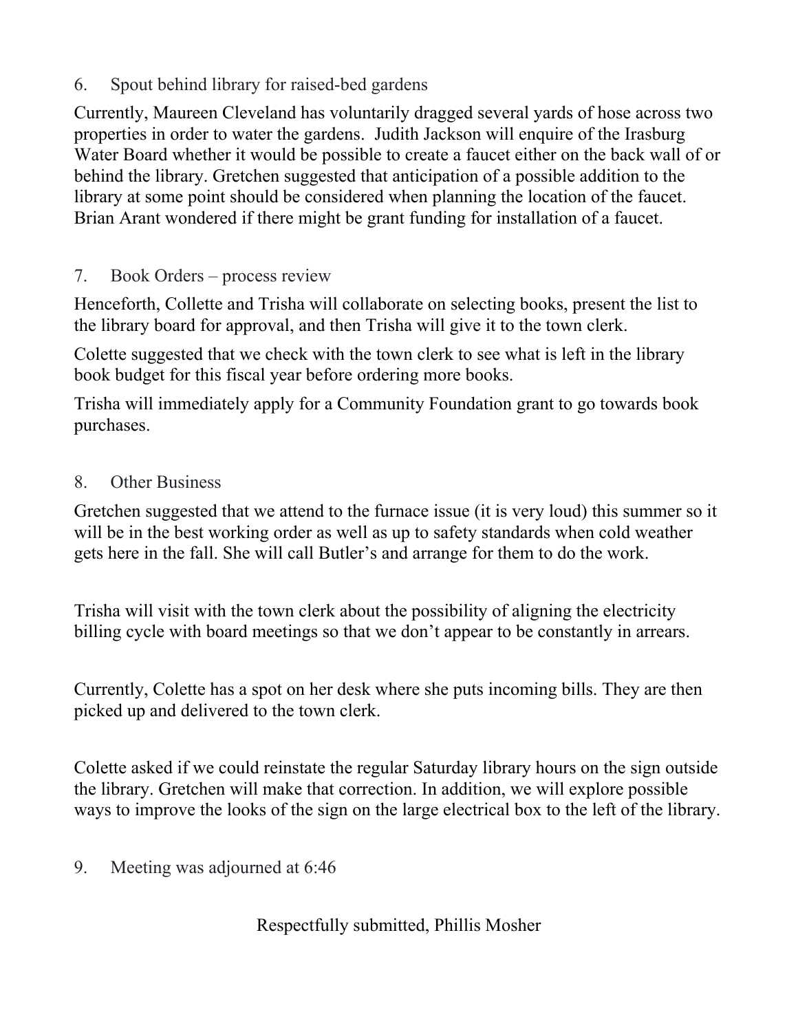6. Spout behind library for raised-bed gardens

Currently, Maureen Cleveland has voluntarily dragged several yards of hose across two properties in order to water the gardens. Judith Jackson will enquire of the Irasburg Water Board whether it would be possible to create a faucet either on the back wall of or behind the library. Gretchen suggested that anticipation of a possible addition to the library at some point should be considered when planning the location of the faucet. Brian Arant wondered if there might be grant funding for installation of a faucet.

7. Book Orders – process review

Henceforth, Collette and Trisha will collaborate on selecting books, present the list to the library board for approval, and then Trisha will give it to the town clerk.

Colette suggested that we check with the town clerk to see what is left in the library book budget for this fiscal year before ordering more books.

Trisha will immediately apply for a Community Foundation grant to go towards book purchases.

8. Other Business

Gretchen suggested that we attend to the furnace issue (it is very loud) this summer so it will be in the best working order as well as up to safety standards when cold weather gets here in the fall. She will call Butler's and arrange for them to do the work.

Trisha will visit with the town clerk about the possibility of aligning the electricity billing cycle with board meetings so that we don't appear to be constantly in arrears.

Currently, Colette has a spot on her desk where she puts incoming bills. They are then picked up and delivered to the town clerk.

Colette asked if we could reinstate the regular Saturday library hours on the sign outside the library. Gretchen will make that correction. In addition, we will explore possible ways to improve the looks of the sign on the large electrical box to the left of the library.

9. Meeting was adjourned at 6:46

Respectfully submitted, Phillis Mosher